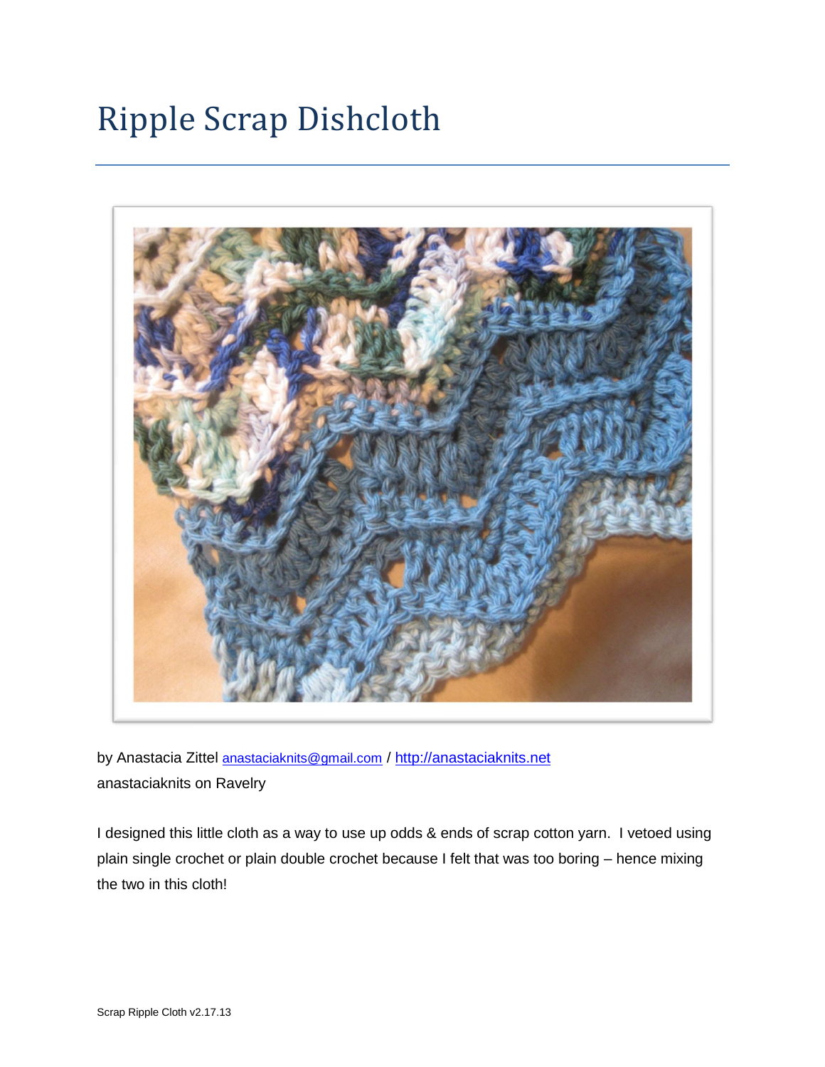# Ripple Scrap Dishcloth

by Anastacia Zittel anastaciaknits@gmail.com / http://anastaciaknits.net
anastaciaknits on Ravelry

I designed this little cloth as a way to use up odds & ends of scrap cotton yarn. I vetoed using plain single crochet or plain double crochet because I felt that was too boring – hence mixing the two in this cloth!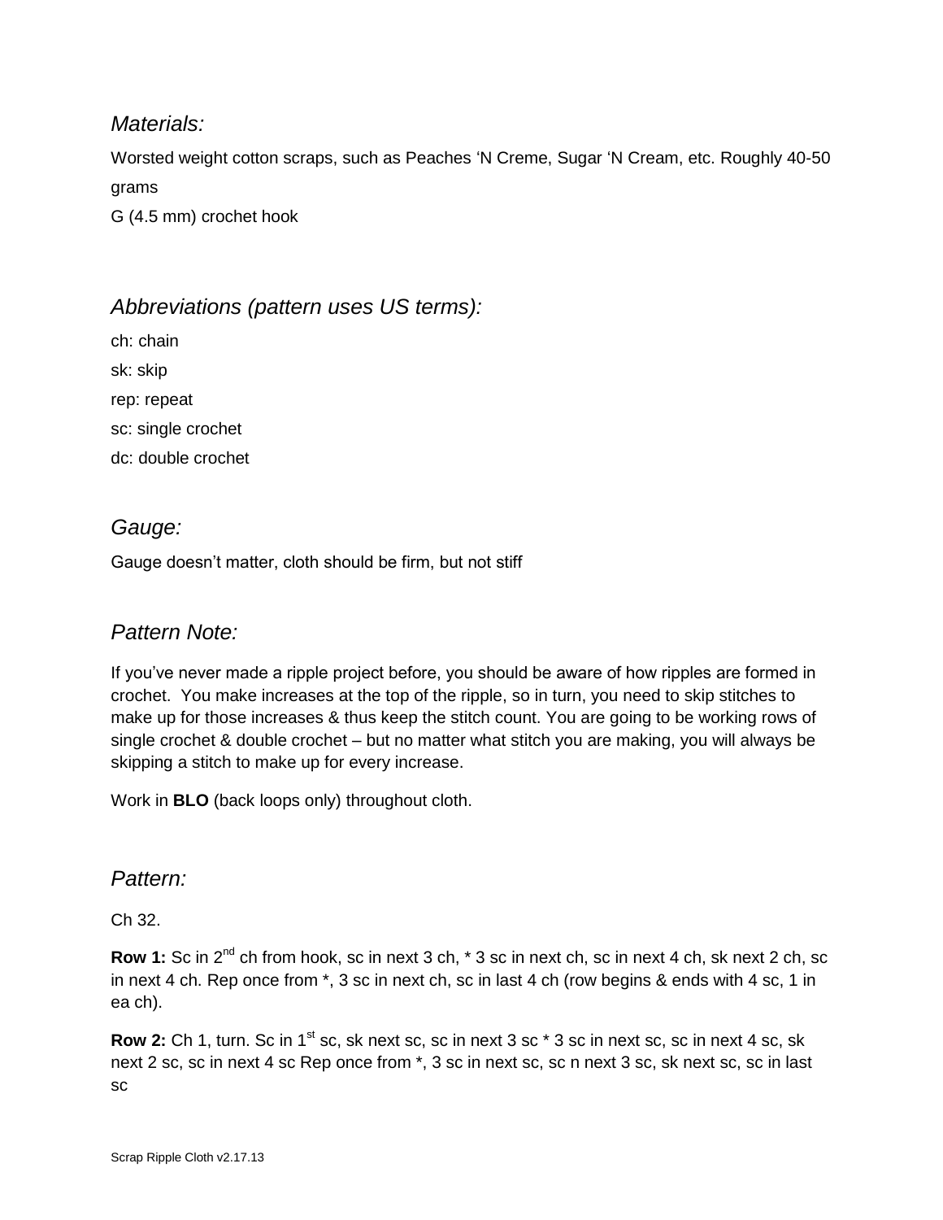## *Materials:*

Worsted weight cotton scraps, such as Peaches 'N Creme, Sugar 'N Cream, etc. Roughly 40-50 grams

G (4.5 mm) crochet hook

## *Abbreviations (pattern uses US terms):*

ch: chain

sk: skip

rep: repeat

sc: single crochet

dc: double crochet

## *Gauge:*

Gauge doesn't matter, cloth should be firm, but not stiff

## *Pattern Note:*

If you've never made a ripple project before, you should be aware of how ripples are formed in crochet. You make increases at the top of the ripple, so in turn, you need to skip stitches to make up for those increases & thus keep the stitch count. You are going to be working rows of single crochet & double crochet – but no matter what stitch you are making, you will always be skipping a stitch to make up for every increase.

Work in **BLO** (back loops only) throughout cloth.

## *Pattern:*

Ch 32.

**Row 1:** Sc in 2nd ch from hook, sc in next 3 ch, * 3 sc in next ch, sc in next 4 ch, sk next 2 ch, sc in next 4 ch. Rep once from *, 3 sc in next ch, sc in last 4 ch (row begins & ends with 4 sc, 1 in ea ch).

**Row 2:** Ch 1, turn. Sc in 1st sc, sk next sc, sc in next 3 sc * 3 sc in next sc, sc in next 4 sc, sk next 2 sc, sc in next 4 sc Rep once from *, 3 sc in next sc, sc n next 3 sc, sk next sc, sc in last sc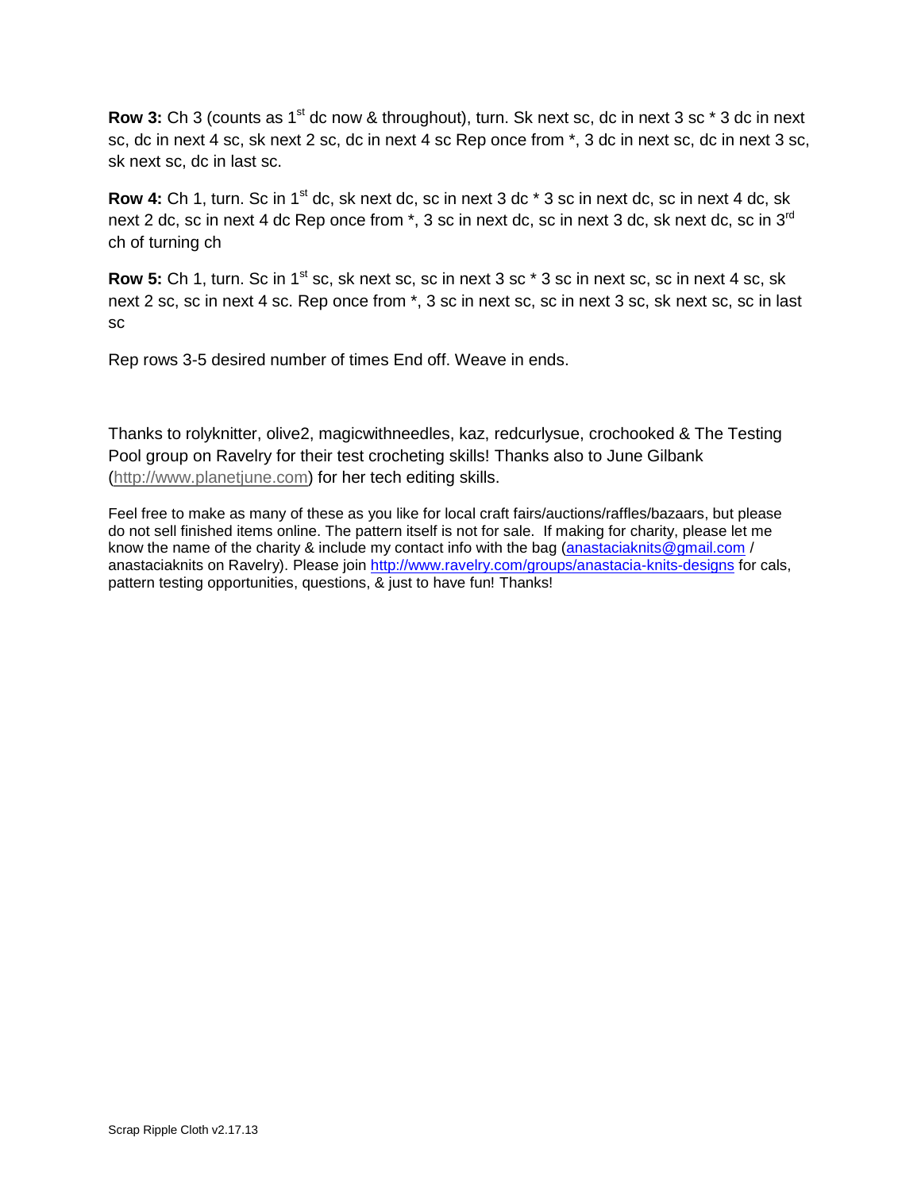**Row 3:** Ch 3 (counts as 1st dc now & throughout), turn. Sk next sc, dc in next 3 sc * 3 dc in next sc, dc in next 4 sc, sk next 2 sc, dc in next 4 sc Rep once from *, 3 dc in next sc, dc in next 3 sc, sk next sc, dc in last sc.

**Row 4:** Ch 1, turn. Sc in 1st dc, sk next dc, sc in next 3 dc * 3 sc in next dc, sc in next 4 dc, sk next 2 dc, sc in next 4 dc Rep once from *, 3 sc in next dc, sc in next 3 dc, sk next dc, sc in 3rd ch of turning ch

**Row 5:** Ch 1, turn. Sc in 1st sc, sk next sc, sc in next 3 sc * 3 sc in next sc, sc in next 4 sc, sk next 2 sc, sc in next 4 sc. Rep once from *, 3 sc in next sc, sc in next 3 sc, sk next sc, sc in last sc

Rep rows 3-5 desired number of times End off. Weave in ends.

Thanks to rolyknitter, olive2, magicwithneedles, kaz, redcurlysue, crochooked & The Testing Pool group on Ravelry for their test crocheting skills! Thanks also to June Gilbank (http://www.planetjune.com) for her tech editing skills.

Feel free to make as many of these as you like for local craft fairs/auctions/raffles/bazaars, but please do not sell finished items online. The pattern itself is not for sale. If making for charity, please let me know the name of the charity & include my contact info with the bag (anastaciaknits@gmail.com / anastaciaknits on Ravelry). Please join http://www.ravelry.com/groups/anastacia-knits-designs for cals, pattern testing opportunities, questions, & just to have fun! Thanks!